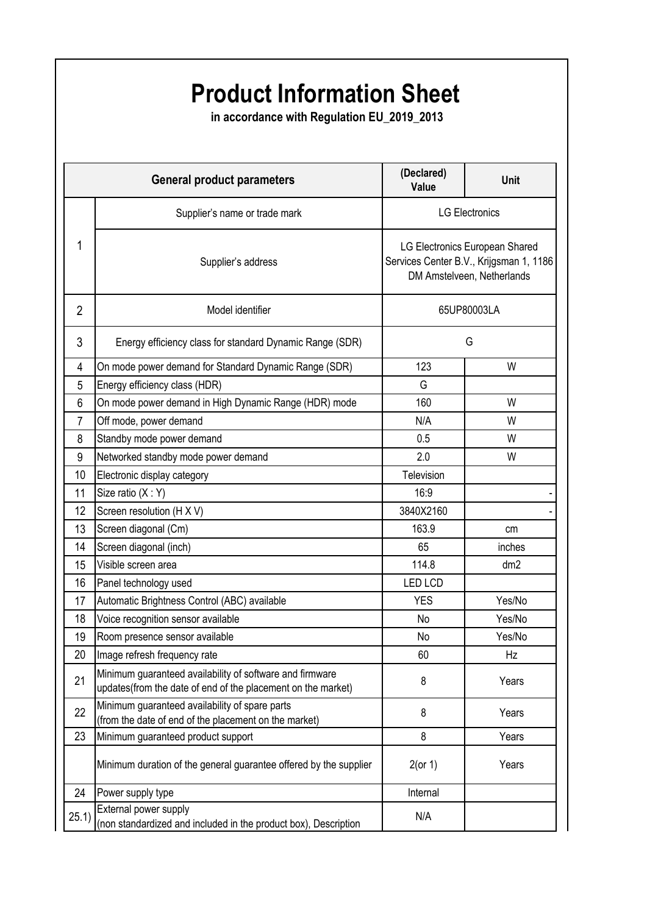# Product Information Sheet

**in accordance with Regulation EU_2019_2013**

| General product parameters | | (Declared) Value | Unit |
|---|---|---|---|
| 1 | Supplier's name or trade mark | LG Electronics | |
| | Supplier's address | LG Electronics European Shared Services Center B.V., Krijgsman 1, 1186 DM Amstelveen, Netherlands | |
| 2 | Model identifier | 65UP80003LA | |
| 3 | Energy efficiency class for standard Dynamic Range (SDR) | G | |
| 4 | On mode power demand for Standard Dynamic Range (SDR) | 123 | W |
| 5 | Energy efficiency class (HDR) | G | |
| 6 | On mode power demand in High Dynamic Range (HDR) mode | 160 | W |
| 7 | Off mode, power demand | N/A | W |
| 8 | Standby mode power demand | 0.5 | W |
| 9 | Networked standby mode power demand | 2.0 | W |
| 10 | Electronic display category | Television | |
| 11 | Size ratio (X : Y) | 16:9 | - |
| 12 | Screen resolution (H X V) | 3840X2160 | - |
| 13 | Screen diagonal (Cm) | 163.9 | cm |
| 14 | Screen diagonal (inch) | 65 | inches |
| 15 | Visible screen area | 114.8 | dm2 |
| 16 | Panel technology used | LED LCD | |
| 17 | Automatic Brightness Control (ABC) available | YES | Yes/No |
| 18 | Voice recognition sensor available | No | Yes/No |
| 19 | Room presence sensor available | No | Yes/No |
| 20 | Image refresh frequency rate | 60 | Hz |
| 21 | Minimum guaranteed availability of software and firmware updates(from the date of end of the placement on the market) | 8 | Years |
| 22 | Minimum guaranteed availability of spare parts (from the date of end of the placement on the market) | 8 | Years |
| 23 | Minimum guaranteed product support | 8 | Years |
| | Minimum duration of the general guarantee offered by the supplier | 2(or 1) | Years |
| 24 | Power supply type | Internal | |
| 25.1) | External power supply (non standardized and included in the product box), Description | N/A | |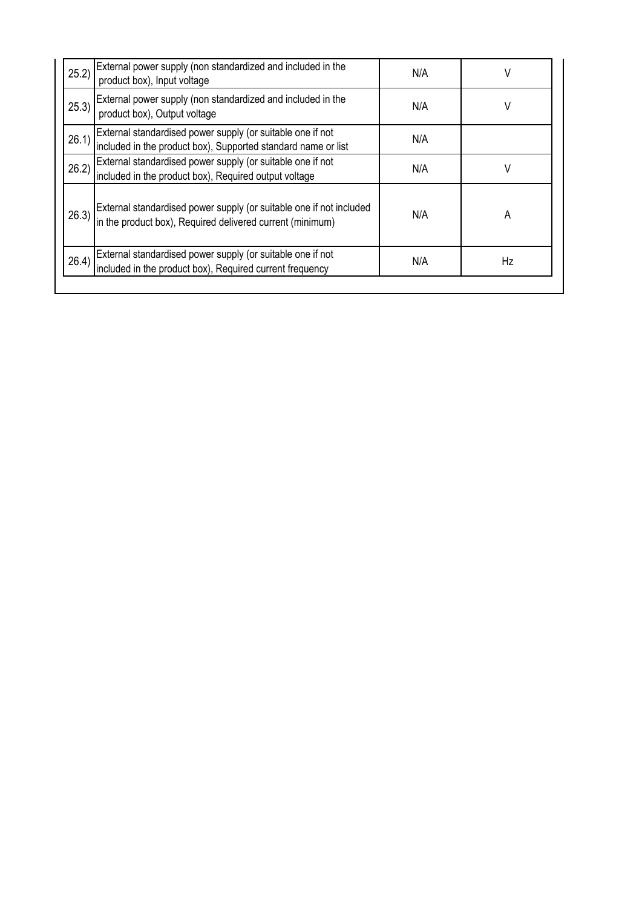| | | | |
|---|---|---|---|
| 25.2) | External power supply (non standardized and included in the product box), Input voltage | N/A | V |
| 25.3) | External power supply (non standardized and included in the product box), Output voltage | N/A | V |
| 26.1) | External standardised power supply (or suitable one if not included in the product box), Supported standard name or list | N/A | |
| 26.2) | External standardised power supply (or suitable one if not included in the product box), Required output voltage | N/A | V |
| 26.3) | External standardised power supply (or suitable one if not included in the product box), Required delivered current (minimum) | N/A | A |
| 26.4) | External standardised power supply (or suitable one if not included in the product box), Required current frequency | N/A | Hz |